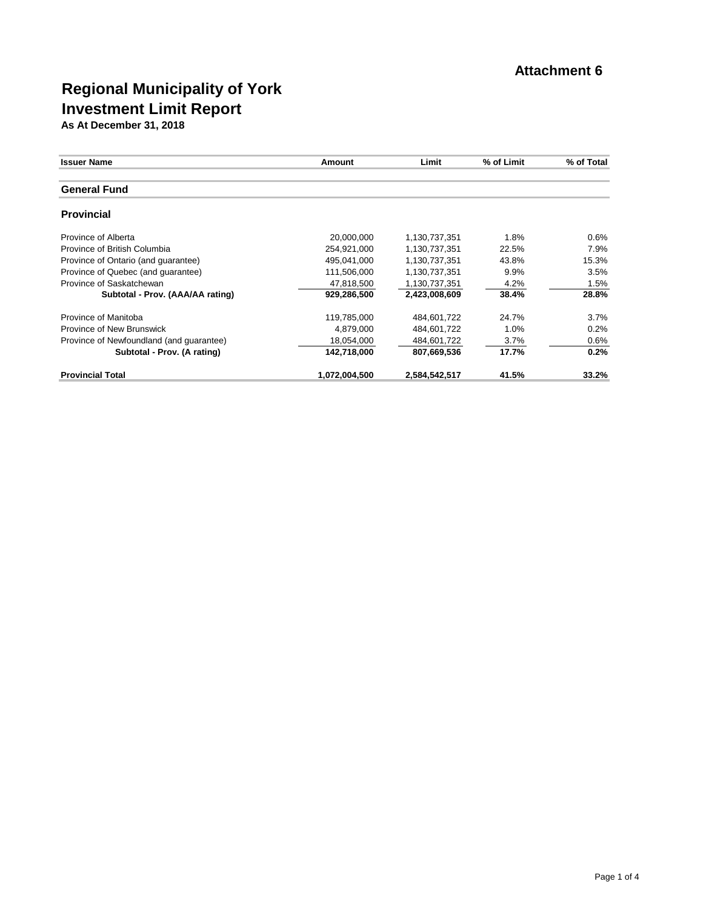**Attachment 6**

# Regional Municipality of York
# Investment Limit Report

**As At December 31, 2018**

| Issuer Name | Amount | Limit | % of Limit | % of Total |
|---|---|---|---|---|
| **General Fund** | | | | |
| **Provincial** | | | | |
| Province of Alberta | 20,000,000 | 1,130,737,351 | 1.8% | 0.6% |
| Province of British Columbia | 254,921,000 | 1,130,737,351 | 22.5% | 7.9% |
| Province of Ontario (and guarantee) | 495,041,000 | 1,130,737,351 | 43.8% | 15.3% |
| Province of Quebec (and guarantee) | 111,506,000 | 1,130,737,351 | 9.9% | 3.5% |
| Province of Saskatchewan | 47,818,500 | 1,130,737,351 | 4.2% | 1.5% |
| **Subtotal - Prov. (AAA/AA rating)** | **929,286,500** | **2,423,008,609** | **38.4%** | **28.8%** |
| Province of Manitoba | 119,785,000 | 484,601,722 | 24.7% | 3.7% |
| Province of New Brunswick | 4,879,000 | 484,601,722 | 1.0% | 0.2% |
| Province of Newfoundland (and guarantee) | 18,054,000 | 484,601,722 | 3.7% | 0.6% |
| **Subtotal - Prov. (A rating)** | **142,718,000** | **807,669,536** | **17.7%** | **0.2%** |
| **Provincial Total** | **1,072,004,500** | **2,584,542,517** | **41.5%** | **33.2%** |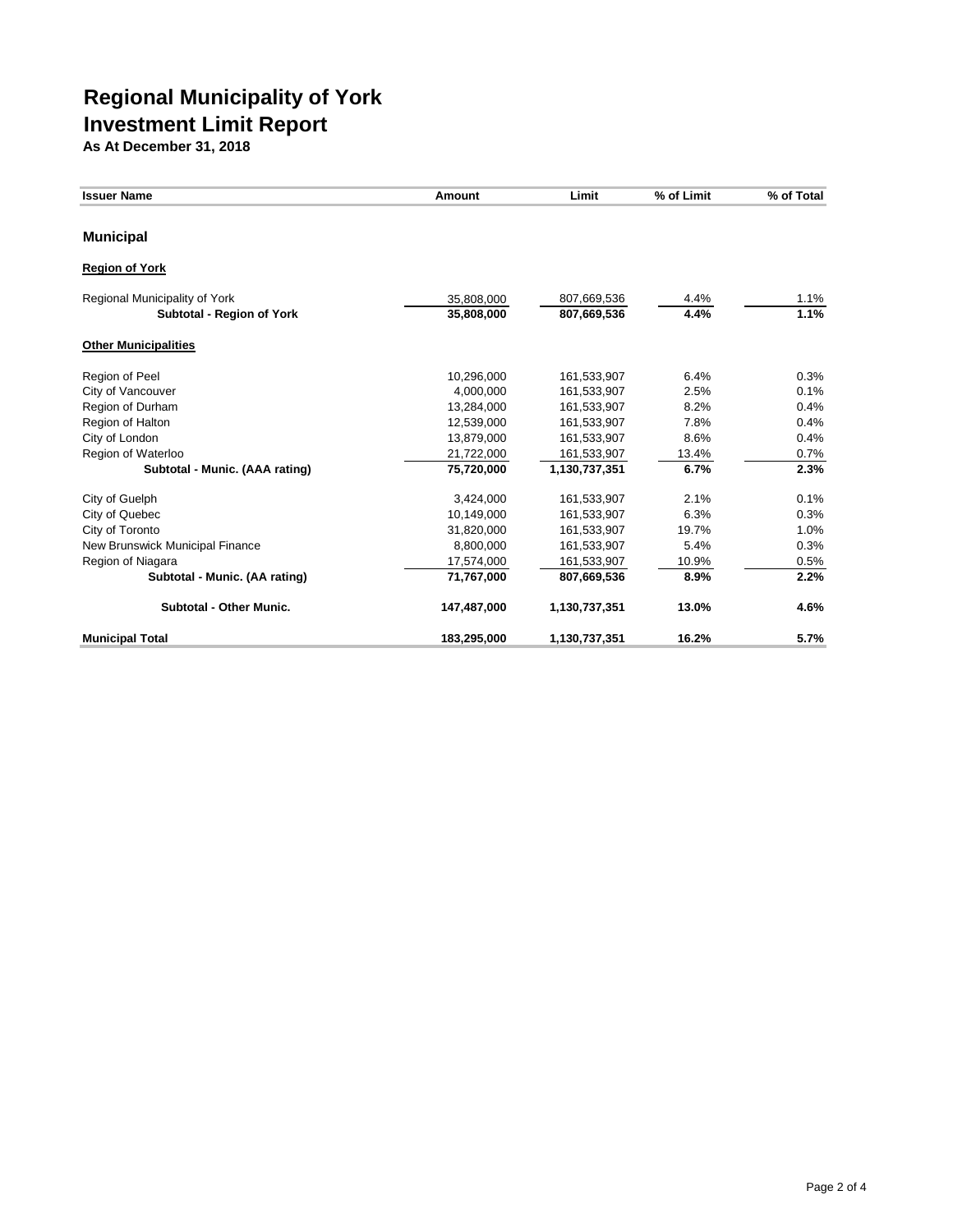# Regional Municipality of York
# Investment Limit Report

**As At December 31, 2018**

| Issuer Name | Amount | Limit | % of Limit | % of Total |
|---|---|---|---|---|
| **Municipal** | | | | |
| **Region of York** | | | | |
| Regional Municipality of York | 35,808,000 | 807,669,536 | 4.4% | 1.1% |
| **Subtotal - Region of York** | **35,808,000** | **807,669,536** | **4.4%** | **1.1%** |
| **Other Municipalities** | | | | |
| Region of Peel | 10,296,000 | 161,533,907 | 6.4% | 0.3% |
| City of Vancouver | 4,000,000 | 161,533,907 | 2.5% | 0.1% |
| Region of Durham | 13,284,000 | 161,533,907 | 8.2% | 0.4% |
| Region of Halton | 12,539,000 | 161,533,907 | 7.8% | 0.4% |
| City of London | 13,879,000 | 161,533,907 | 8.6% | 0.4% |
| Region of Waterloo | 21,722,000 | 161,533,907 | 13.4% | 0.7% |
| **Subtotal - Munic. (AAA rating)** | **75,720,000** | **1,130,737,351** | **6.7%** | **2.3%** |
| City of Guelph | 3,424,000 | 161,533,907 | 2.1% | 0.1% |
| City of Quebec | 10,149,000 | 161,533,907 | 6.3% | 0.3% |
| City of Toronto | 31,820,000 | 161,533,907 | 19.7% | 1.0% |
| New Brunswick Municipal Finance | 8,800,000 | 161,533,907 | 5.4% | 0.3% |
| Region of Niagara | 17,574,000 | 161,533,907 | 10.9% | 0.5% |
| **Subtotal - Munic. (AA rating)** | **71,767,000** | **807,669,536** | **8.9%** | **2.2%** |
| **Subtotal - Other Munic.** | **147,487,000** | **1,130,737,351** | **13.0%** | **4.6%** |
| **Municipal Total** | **183,295,000** | **1,130,737,351** | **16.2%** | **5.7%** |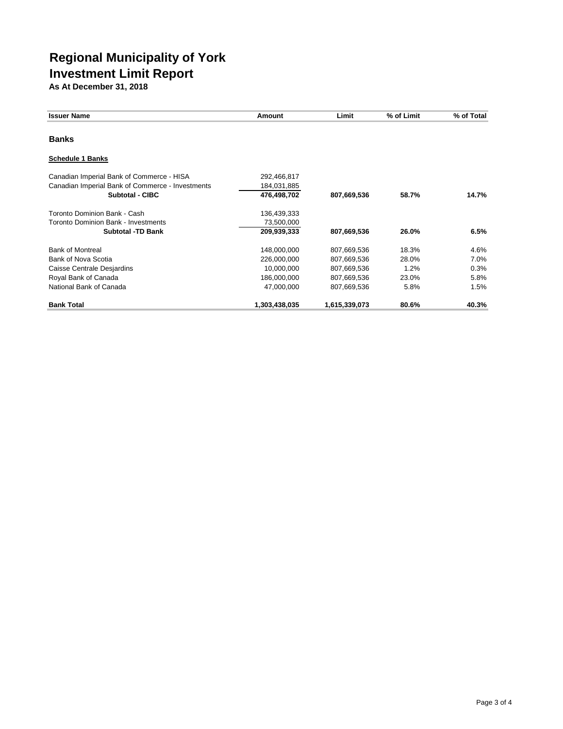# Regional Municipality of York
# Investment Limit Report

**As At December 31, 2018**

| Issuer Name | Amount | Limit | % of Limit | % of Total |
|---|---|---|---|---|
| **Banks** | | | | |
| **Schedule 1 Banks** | | | | |
| Canadian Imperial Bank of Commerce - HISA | 292,466,817 | | | |
| Canadian Imperial Bank of Commerce - Investments | 184,031,885 | | | |
| **Subtotal - CIBC** | **476,498,702** | **807,669,536** | **58.7%** | **14.7%** |
| Toronto Dominion Bank - Cash | 136,439,333 | | | |
| Toronto Dominion Bank - Investments | 73,500,000 | | | |
| **Subtotal -TD Bank** | **209,939,333** | **807,669,536** | **26.0%** | **6.5%** |
| Bank of Montreal | 148,000,000 | 807,669,536 | 18.3% | 4.6% |
| Bank of Nova Scotia | 226,000,000 | 807,669,536 | 28.0% | 7.0% |
| Caisse Centrale Desjardins | 10,000,000 | 807,669,536 | 1.2% | 0.3% |
| Royal Bank of Canada | 186,000,000 | 807,669,536 | 23.0% | 5.8% |
| National Bank of Canada | 47,000,000 | 807,669,536 | 5.8% | 1.5% |
| **Bank Total** | **1,303,438,035** | **1,615,339,073** | **80.6%** | **40.3%** |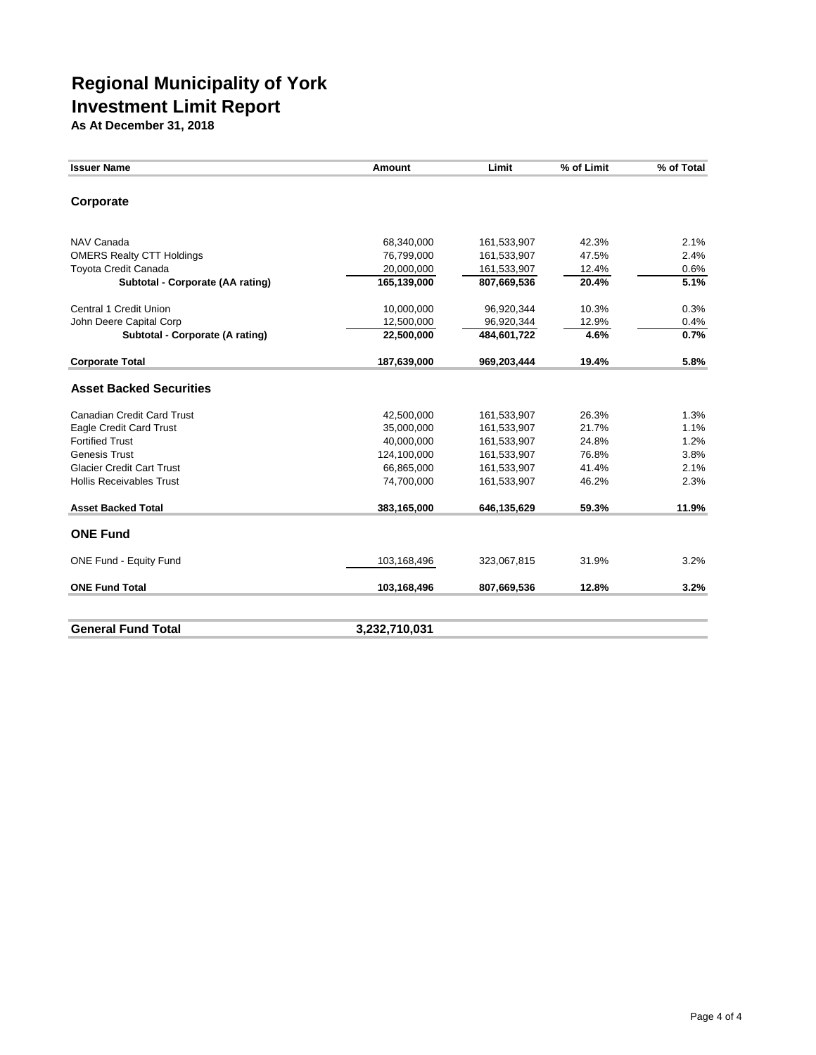# Regional Municipality of York

# Investment Limit Report

**As At December 31, 2018**

| Issuer Name | Amount | Limit | % of Limit | % of Total |
|---|---|---|---|---|
| **Corporate** | | | | |
| NAV Canada | 68,340,000 | 161,533,907 | 42.3% | 2.1% |
| OMERS Realty CTT Holdings | 76,799,000 | 161,533,907 | 47.5% | 2.4% |
| Toyota Credit Canada | 20,000,000 | 161,533,907 | 12.4% | 0.6% |
| **Subtotal - Corporate (AA rating)** | **165,139,000** | **807,669,536** | **20.4%** | **5.1%** |
| Central 1 Credit Union | 10,000,000 | 96,920,344 | 10.3% | 0.3% |
| John Deere Capital Corp | 12,500,000 | 96,920,344 | 12.9% | 0.4% |
| **Subtotal - Corporate (A rating)** | **22,500,000** | **484,601,722** | **4.6%** | **0.7%** |
| **Corporate Total** | **187,639,000** | **969,203,444** | **19.4%** | **5.8%** |
| **Asset Backed Securities** | | | | |
| Canadian Credit Card Trust | 42,500,000 | 161,533,907 | 26.3% | 1.3% |
| Eagle Credit Card Trust | 35,000,000 | 161,533,907 | 21.7% | 1.1% |
| Fortified Trust | 40,000,000 | 161,533,907 | 24.8% | 1.2% |
| Genesis Trust | 124,100,000 | 161,533,907 | 76.8% | 3.8% |
| Glacier Credit Cart Trust | 66,865,000 | 161,533,907 | 41.4% | 2.1% |
| Hollis Receivables Trust | 74,700,000 | 161,533,907 | 46.2% | 2.3% |
| **Asset Backed Total** | **383,165,000** | **646,135,629** | **59.3%** | **11.9%** |
| **ONE Fund** | | | | |
| ONE Fund - Equity Fund | 103,168,496 | 323,067,815 | 31.9% | 3.2% |
| **ONE Fund Total** | **103,168,496** | **807,669,536** | **12.8%** | **3.2%** |
| **General Fund Total** | **3,232,710,031** | | | |